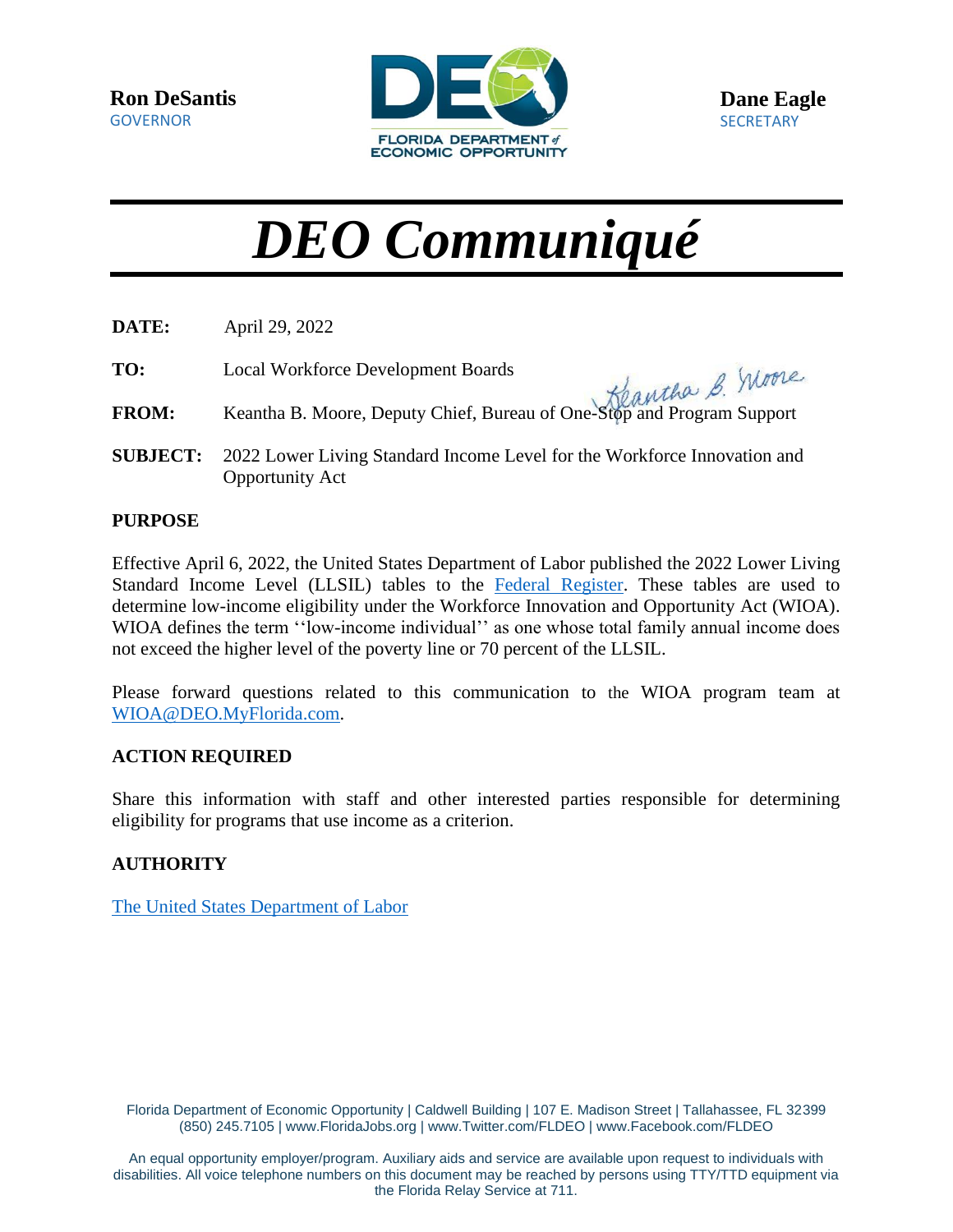**Ron DeSantis**
GOVERNOR

**Dane Eagle**
SECRETARY

# *DEO Communiqué*

**DATE:** April 29, 2022

**TO:** Local Workforce Development Boards

**FROM:** Keantha B. Moore, Deputy Chief, Bureau of One-Stop and Program Support

**SUBJECT:** 2022 Lower Living Standard Income Level for the Workforce Innovation and Opportunity Act

## PURPOSE

Effective April 6, 2022, the United States Department of Labor published the 2022 Lower Living Standard Income Level (LLSIL) tables to the Federal Register. These tables are used to determine low-income eligibility under the Workforce Innovation and Opportunity Act (WIOA). WIOA defines the term ''low-income individual'' as one whose total family annual income does not exceed the higher level of the poverty line or 70 percent of the LLSIL.

Please forward questions related to this communication to the WIOA program team at WIOA@DEO.MyFlorida.com.

## ACTION REQUIRED

Share this information with staff and other interested parties responsible for determining eligibility for programs that use income as a criterion.

## AUTHORITY

The United States Department of Labor

Florida Department of Economic Opportunity | Caldwell Building | 107 E. Madison Street | Tallahassee, FL 32399
(850) 245.7105 | www.FloridaJobs.org | www.Twitter.com/FLDEO | www.Facebook.com/FLDEO

An equal opportunity employer/program. Auxiliary aids and service are available upon request to individuals with disabilities. All voice telephone numbers on this document may be reached by persons using TTY/TTD equipment via the Florida Relay Service at 711.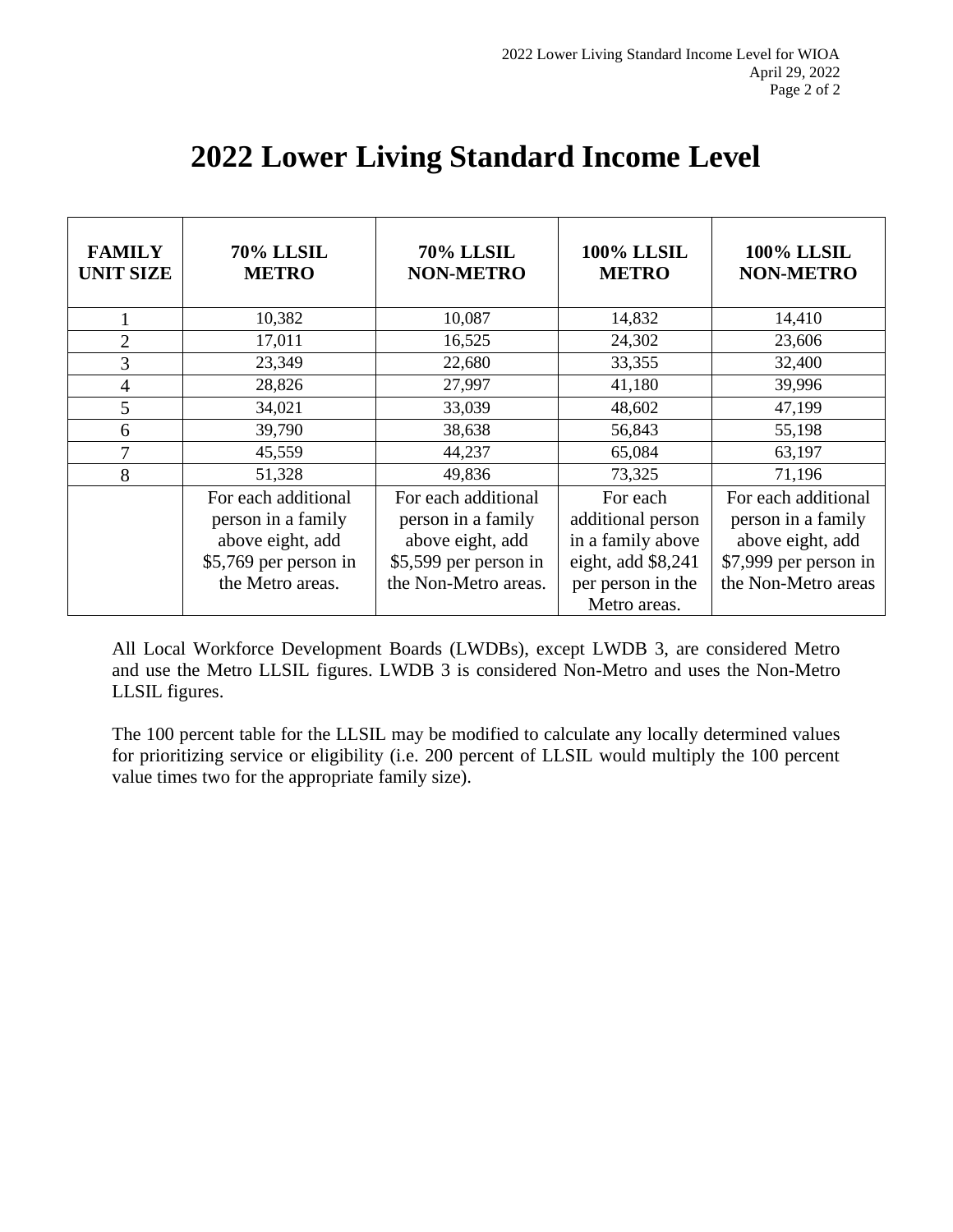# 2022 Lower Living Standard Income Level

| FAMILY UNIT SIZE | 70% LLSIL METRO | 70% LLSIL NON-METRO | 100% LLSIL METRO | 100% LLSIL NON-METRO |
|---|---|---|---|---|
| 1 | 10,382 | 10,087 | 14,832 | 14,410 |
| 2 | 17,011 | 16,525 | 24,302 | 23,606 |
| 3 | 23,349 | 22,680 | 33,355 | 32,400 |
| 4 | 28,826 | 27,997 | 41,180 | 39,996 |
| 5 | 34,021 | 33,039 | 48,602 | 47,199 |
| 6 | 39,790 | 38,638 | 56,843 | 55,198 |
| 7 | 45,559 | 44,237 | 65,084 | 63,197 |
| 8 | 51,328 | 49,836 | 73,325 | 71,196 |
| | For each additional person in a family above eight, add $5,769 per person in the Metro areas. | For each additional person in a family above eight, add $5,599 per person in the Non-Metro areas. | For each additional person in a family above eight, add $8,241 per person in the Metro areas. | For each additional person in a family above eight, add $7,999 per person in the Non-Metro areas |

All Local Workforce Development Boards (LWDBs), except LWDB 3, are considered Metro and use the Metro LLSIL figures. LWDB 3 is considered Non-Metro and uses the Non-Metro LLSIL figures.

The 100 percent table for the LLSIL may be modified to calculate any locally determined values for prioritizing service or eligibility (i.e. 200 percent of LLSIL would multiply the 100 percent value times two for the appropriate family size).